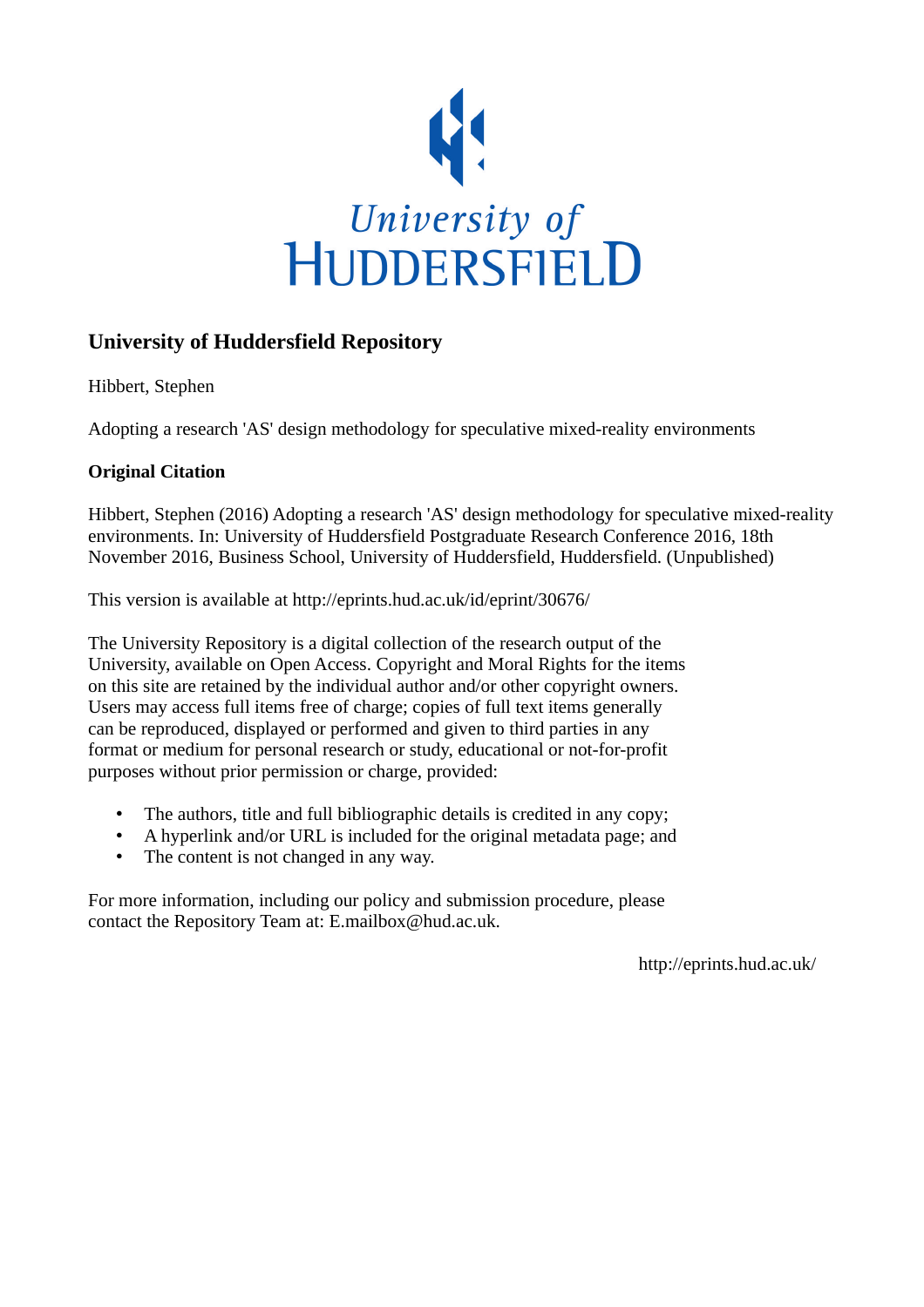University of HUDDERSFIELD

## University of Huddersfield Repository

Hibbert, Stephen

Adopting a research 'AS' design methodology for speculative mixed-reality environments

### Original Citation

Hibbert, Stephen (2016) Adopting a research 'AS' design methodology for speculative mixed-reality environments. In: University of Huddersfield Postgraduate Research Conference 2016, 18th November 2016, Business School, University of Huddersfield, Huddersfield. (Unpublished)

This version is available at http://eprints.hud.ac.uk/id/eprint/30676/

The University Repository is a digital collection of the research output of the University, available on Open Access. Copyright and Moral Rights for the items on this site are retained by the individual author and/or other copyright owners. Users may access full items free of charge; copies of full text items generally can be reproduced, displayed or performed and given to third parties in any format or medium for personal research or study, educational or not-for-profit purposes without prior permission or charge, provided:

- The authors, title and full bibliographic details is credited in any copy;
- A hyperlink and/or URL is included for the original metadata page; and
- The content is not changed in any way.

For more information, including our policy and submission procedure, please contact the Repository Team at: E.mailbox@hud.ac.uk.

http://eprints.hud.ac.uk/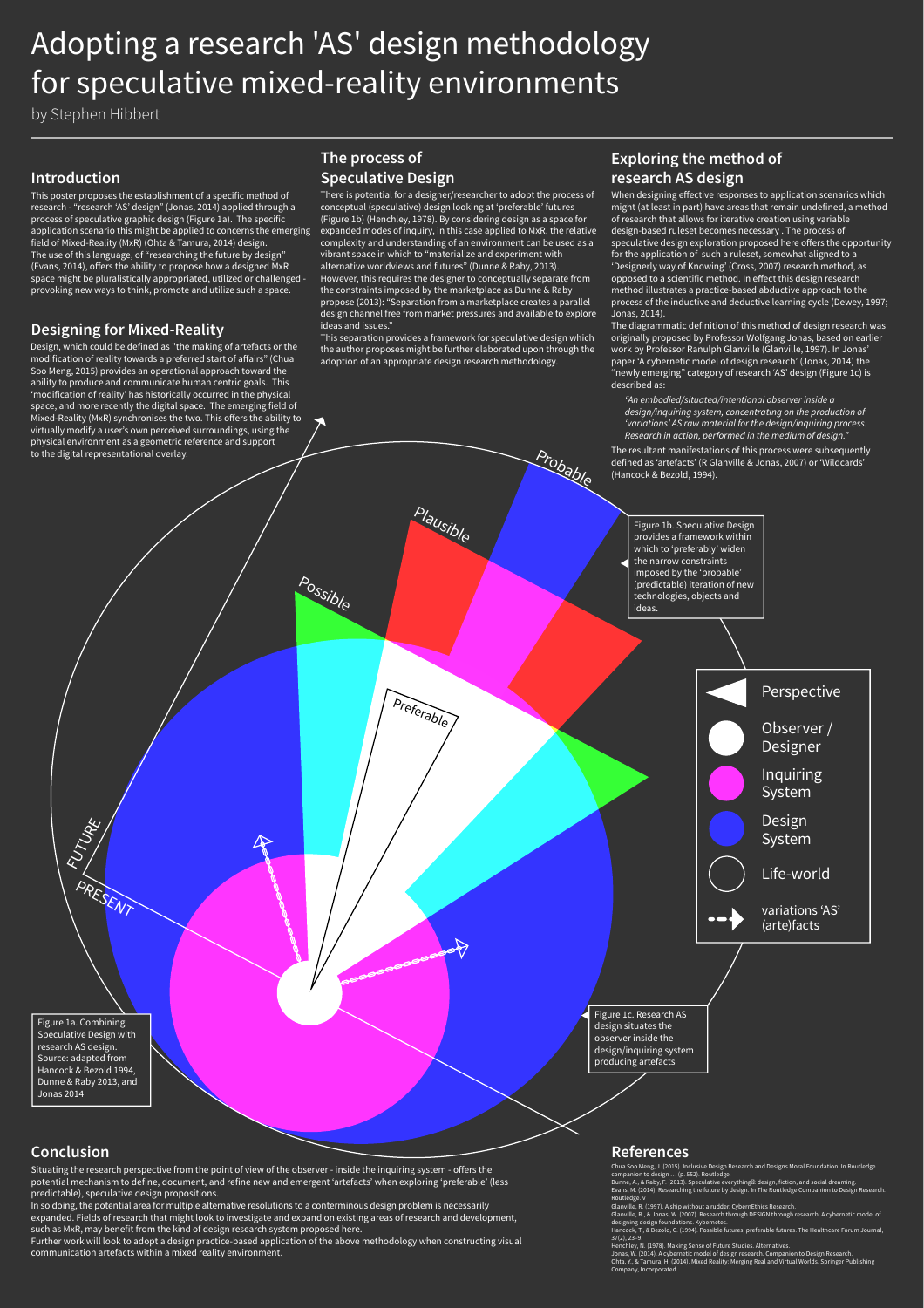# Adopting a research 'AS' design methodology for speculative mixed-reality environments

by Stephen Hibbert

## Introduction

This poster proposes the establishment of a specific method of research - "research 'AS' design" (Jonas, 2014) applied through a process of speculative graphic design (Figure 1a). The specific application scenario this might be applied to concerns the emerging field of Mixed-Reality (MxR) (Ohta & Tamura, 2014) design.
The use of this language, of "researching the future by design" (Evans, 2014), offers the ability to propose how a designed MxR space might be pluralistically appropriated, utilized or challenged - provoking new ways to think, promote and utilize such a space.

## Designing for Mixed-Reality

Design, which could be defined as "the making of artefacts or the modification of reality towards a preferred start of affairs" (Chua Soo Meng, 2015) provides an operational approach toward the ability to produce and communicate human centric goals. This 'modification of reality' has historically occurred in the physical space, and more recently the digital space. The emerging field of Mixed-Reality (MxR) synchronises the two. This offers the ability to virtually modify a user's own perceived surroundings, using the physical environment as a geometric reference and support to the digital representational overlay.

## The process of Speculative Design

There is potential for a designer/researcher to adopt the process of conceptual (speculative) design looking at 'preferable' futures (Figure 1b) (Henchley, 1978). By considering design as a space for expanded modes of inquiry, in this case applied to MxR, the relative complexity and understanding of an environment can be used as a vibrant space in which to "materialize and experiment with alternative worldviews and futures" (Dunne & Raby, 2013). However, this requires the designer to conceptually separate from the constraints imposed by the marketplace as Dunne & Raby propose (2013): "Separation from a marketplace creates a parallel design channel free from market pressures and available to explore ideas and issues."
This separation provides a framework for speculative design which the author proposes might be further elaborated upon through the adoption of an appropriate design research methodology.

## Exploring the method of research AS design

When designing effective responses to application scenarios which might (at least in part) have areas that remain undefined, a method of research that allows for iterative creation using variable design-based ruleset becomes necessary . The process of speculative design exploration proposed here offers the opportunity for the application of such a ruleset, somewhat aligned to a 'Designerly way of Knowing' (Cross, 2007) research method, as opposed to a scientific method. In effect this design research method illustrates a practice-based abductive approach to the process of the inductive and deductive learning cycle (Dewey, 1997; Jonas, 2014).
The diagrammatic definition of this method of design research was originally proposed by Professor Wolfgang Jonas, based on earlier work by Professor Ranulph Glanville (Glanville, 1997). In Jonas' paper 'A cybernetic model of design research' (Jonas, 2014) the "newly emerging" category of research 'AS' design (Figure 1c) is described as:

*"An embodied/situated/intentional observer inside a design/inquiring system, concentrating on the production of 'variations' AS raw material for the design/inquiring process. Research in action, performed in the medium of design."*

The resultant manifestations of this process were subsequently defined as 'artefacts' (R Glanville & Jonas, 2007) or 'Wildcards' (Hancock & Bezold, 1994).

Probable

Plausible

Possible

Preferable

FUTURE

PRESENT

Figure 1b. Speculative Design provides a framework within which to 'preferably' widen the narrow constraints imposed by the 'probable' (predictable) iteration of new technologies, objects and ideas.

Perspective
Observer / Designer
Inquiring System
Design System
Life-world
variations 'AS' (arte)facts

Figure 1a. Combining Speculative Design with research AS design. Source: adapted from Hancock & Bezold 1994, Dunne & Raby 2013, and Jonas 2014

Figure 1c. Research AS design situates the observer inside the design/inquiring system producing artefacts

## Conclusion

Situating the research perspective from the point of view of the observer - inside the inquiring system - offers the potential mechanism to define, document, and refine new and emergent 'artefacts' when exploring 'preferable' (less predictable), speculative design propositions.
In so doing, the potential area for multiple alternative resolutions to a conterminous design problem is necessarily expanded. Fields of research that might look to investigate and expand on existing areas of research and development, such as MxR, may benefit from the kind of design research system proposed here.
Further work will look to adopt a design practice-based application of the above methodology when constructing visual communication artefacts within a mixed reality environment.

## References

Chua Soo Meng, J. (2015). Inclusive Design Research and Designs Moral Foundation. In Routledge companion to design ... (p. 552). Routledge.
Dunne, A., & Raby, F. (2013). Speculative everything: design, fiction, and social dreaming.
Evans, M. (2014). Researching the future by design. In The Routledge Companion to Design Research. Routledge. v
Glanville, R. (1997). A ship without a rudder. CyberEthics Research.
Glanville, R., & Jonas, W. (2007). Research through DESIGN through research: A cybernetic model of designing design foundations. Kybernetes.
Hancock, T., & Bezold, C. (1994). Possible futures, preferable futures. The Healthcare Forum Journal, 37(2), 23–9.
Henchley, N. (1978). Making Sense of Future Studies. Alternatives.
Jonas, W. (2014). A cybernetic model of design research. Companion to Design Research.
Ohta, Y., & Tamura, H. (2014). Mixed Reality: Merging Real and Virtual Worlds. Springer Publishing Company, Incorporated.